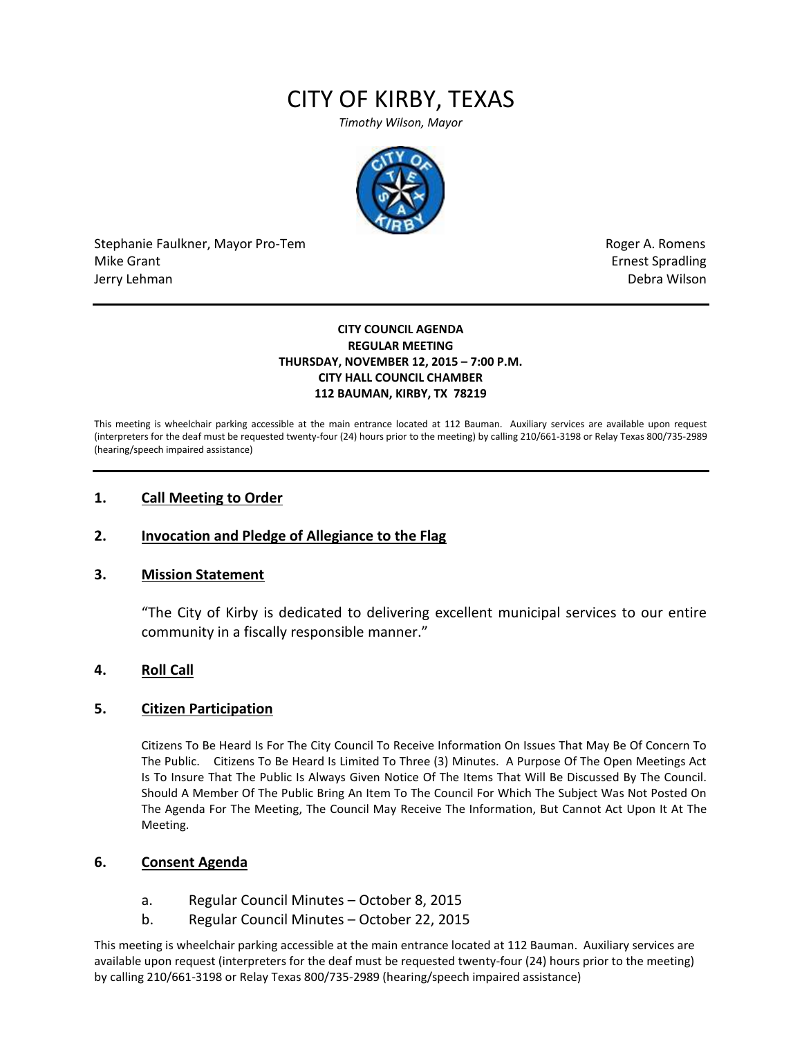# CITY OF KIRBY, TEXAS

*Timothy Wilson, Mayor*

Stephanie Faulkner, Mayor Pro-Tem
Mike Grant
Jerry Lehman

Roger A. Romens
Ernest Spradling
Debra Wilson

---

**CITY COUNCIL AGENDA**
**REGULAR MEETING**
**THURSDAY, NOVEMBER 12, 2015 – 7:00 P.M.**
**CITY HALL COUNCIL CHAMBER**
**112 BAUMAN, KIRBY, TX 78219**

This meeting is wheelchair parking accessible at the main entrance located at 112 Bauman. Auxiliary services are available upon request (interpreters for the deaf must be requested twenty-four (24) hours prior to the meeting) by calling 210/661-3198 or Relay Texas 800/735-2989 (hearing/speech impaired assistance)

---

## 1. Call Meeting to Order

## 2. Invocation and Pledge of Allegiance to the Flag

## 3. Mission Statement

"The City of Kirby is dedicated to delivering excellent municipal services to our entire community in a fiscally responsible manner."

## 4. Roll Call

## 5. Citizen Participation

Citizens To Be Heard Is For The City Council To Receive Information On Issues That May Be Of Concern To The Public. Citizens To Be Heard Is Limited To Three (3) Minutes. A Purpose Of The Open Meetings Act Is To Insure That The Public Is Always Given Notice Of The Items That Will Be Discussed By The Council. Should A Member Of The Public Bring An Item To The Council For Which The Subject Was Not Posted On The Agenda For The Meeting, The Council May Receive The Information, But Cannot Act Upon It At The Meeting.

## 6. Consent Agenda

a. Regular Council Minutes – October 8, 2015

b. Regular Council Minutes – October 22, 2015

This meeting is wheelchair parking accessible at the main entrance located at 112 Bauman. Auxiliary services are available upon request (interpreters for the deaf must be requested twenty-four (24) hours prior to the meeting) by calling 210/661-3198 or Relay Texas 800/735-2989 (hearing/speech impaired assistance)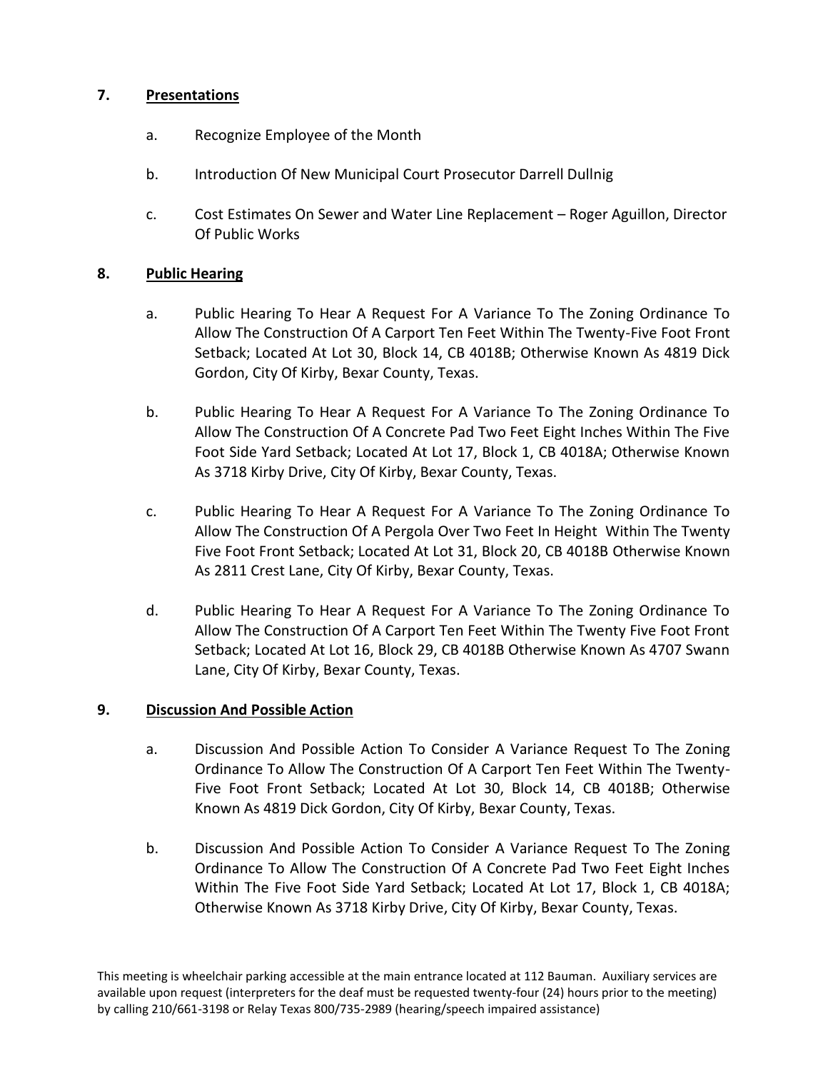7. **Presentations**

   a. Recognize Employee of the Month

   b. Introduction Of New Municipal Court Prosecutor Darrell Dullnig

   c. Cost Estimates On Sewer and Water Line Replacement – Roger Aguillon, Director Of Public Works

8. **Public Hearing**

   a. Public Hearing To Hear A Request For A Variance To The Zoning Ordinance To Allow The Construction Of A Carport Ten Feet Within The Twenty-Five Foot Front Setback; Located At Lot 30, Block 14, CB 4018B; Otherwise Known As 4819 Dick Gordon, City Of Kirby, Bexar County, Texas.

   b. Public Hearing To Hear A Request For A Variance To The Zoning Ordinance To Allow The Construction Of A Concrete Pad Two Feet Eight Inches Within The Five Foot Side Yard Setback; Located At Lot 17, Block 1, CB 4018A; Otherwise Known As 3718 Kirby Drive, City Of Kirby, Bexar County, Texas.

   c. Public Hearing To Hear A Request For A Variance To The Zoning Ordinance To Allow The Construction Of A Pergola Over Two Feet In Height Within The Twenty Five Foot Front Setback; Located At Lot 31, Block 20, CB 4018B Otherwise Known As 2811 Crest Lane, City Of Kirby, Bexar County, Texas.

   d. Public Hearing To Hear A Request For A Variance To The Zoning Ordinance To Allow The Construction Of A Carport Ten Feet Within The Twenty Five Foot Front Setback; Located At Lot 16, Block 29, CB 4018B Otherwise Known As 4707 Swann Lane, City Of Kirby, Bexar County, Texas.

9. **Discussion And Possible Action**

   a. Discussion And Possible Action To Consider A Variance Request To The Zoning Ordinance To Allow The Construction Of A Carport Ten Feet Within The Twenty-Five Foot Front Setback; Located At Lot 30, Block 14, CB 4018B; Otherwise Known As 4819 Dick Gordon, City Of Kirby, Bexar County, Texas.

   b. Discussion And Possible Action To Consider A Variance Request To The Zoning Ordinance To Allow The Construction Of A Concrete Pad Two Feet Eight Inches Within The Five Foot Side Yard Setback; Located At Lot 17, Block 1, CB 4018A; Otherwise Known As 3718 Kirby Drive, City Of Kirby, Bexar County, Texas.

This meeting is wheelchair parking accessible at the main entrance located at 112 Bauman. Auxiliary services are available upon request (interpreters for the deaf must be requested twenty-four (24) hours prior to the meeting) by calling 210/661-3198 or Relay Texas 800/735-2989 (hearing/speech impaired assistance)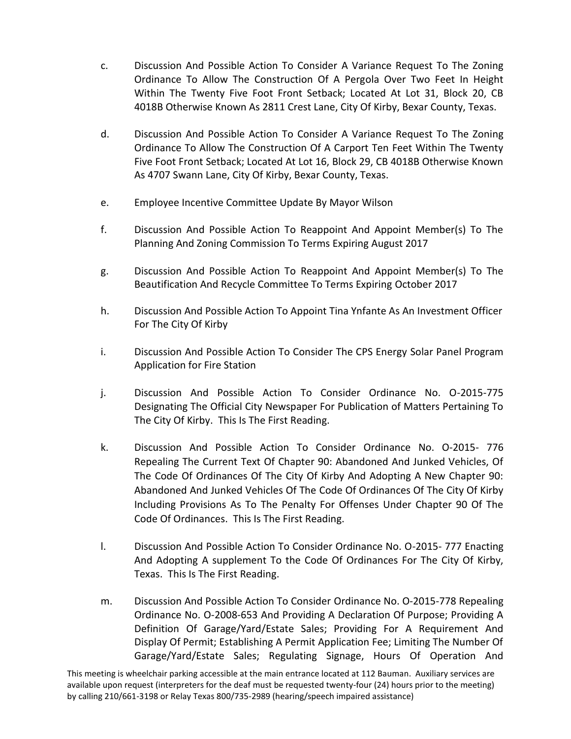c. Discussion And Possible Action To Consider A Variance Request To The Zoning Ordinance To Allow The Construction Of A Pergola Over Two Feet In Height Within The Twenty Five Foot Front Setback; Located At Lot 31, Block 20, CB 4018B Otherwise Known As 2811 Crest Lane, City Of Kirby, Bexar County, Texas.

d. Discussion And Possible Action To Consider A Variance Request To The Zoning Ordinance To Allow The Construction Of A Carport Ten Feet Within The Twenty Five Foot Front Setback; Located At Lot 16, Block 29, CB 4018B Otherwise Known As 4707 Swann Lane, City Of Kirby, Bexar County, Texas.

e. Employee Incentive Committee Update By Mayor Wilson

f. Discussion And Possible Action To Reappoint And Appoint Member(s) To The Planning And Zoning Commission To Terms Expiring August 2017

g. Discussion And Possible Action To Reappoint And Appoint Member(s) To The Beautification And Recycle Committee To Terms Expiring October 2017

h. Discussion And Possible Action To Appoint Tina Ynfante As An Investment Officer For The City Of Kirby

i. Discussion And Possible Action To Consider The CPS Energy Solar Panel Program Application for Fire Station

j. Discussion And Possible Action To Consider Ordinance No. O-2015-775 Designating The Official City Newspaper For Publication of Matters Pertaining To The City Of Kirby. This Is The First Reading.

k. Discussion And Possible Action To Consider Ordinance No. O-2015- 776 Repealing The Current Text Of Chapter 90: Abandoned And Junked Vehicles, Of The Code Of Ordinances Of The City Of Kirby And Adopting A New Chapter 90: Abandoned And Junked Vehicles Of The Code Of Ordinances Of The City Of Kirby Including Provisions As To The Penalty For Offenses Under Chapter 90 Of The Code Of Ordinances. This Is The First Reading.

l. Discussion And Possible Action To Consider Ordinance No. O-2015- 777 Enacting And Adopting A supplement To the Code Of Ordinances For The City Of Kirby, Texas. This Is The First Reading.

m. Discussion And Possible Action To Consider Ordinance No. O-2015-778 Repealing Ordinance No. O-2008-653 And Providing A Declaration Of Purpose; Providing A Definition Of Garage/Yard/Estate Sales; Providing For A Requirement And Display Of Permit; Establishing A Permit Application Fee; Limiting The Number Of Garage/Yard/Estate Sales; Regulating Signage, Hours Of Operation And

This meeting is wheelchair parking accessible at the main entrance located at 112 Bauman. Auxiliary services are available upon request (interpreters for the deaf must be requested twenty-four (24) hours prior to the meeting) by calling 210/661-3198 or Relay Texas 800/735-2989 (hearing/speech impaired assistance)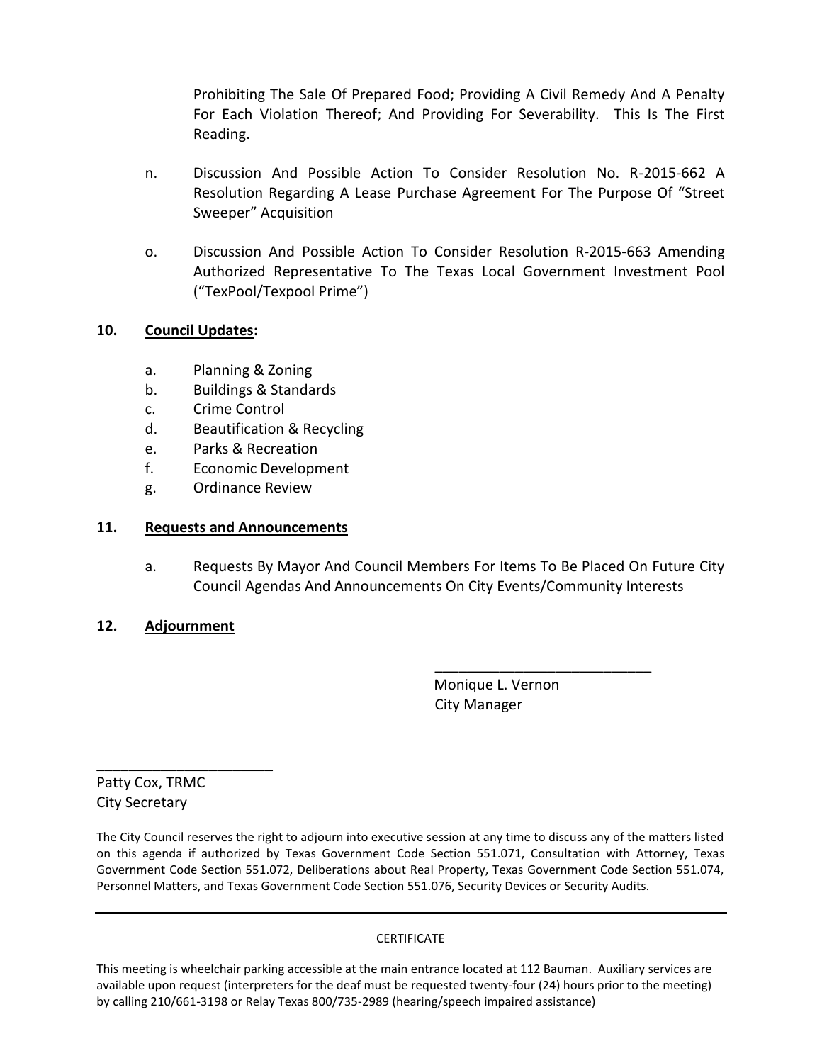Prohibiting The Sale Of Prepared Food; Providing A Civil Remedy And A Penalty For Each Violation Thereof; And Providing For Severability. This Is The First Reading.

n. Discussion And Possible Action To Consider Resolution No. R-2015-662 A Resolution Regarding A Lease Purchase Agreement For The Purpose Of "Street Sweeper" Acquisition

o. Discussion And Possible Action To Consider Resolution R-2015-663 Amending Authorized Representative To The Texas Local Government Investment Pool ("TexPool/Texpool Prime")

**10. Council Updates:**

a. Planning & Zoning
b. Buildings & Standards
c. Crime Control
d. Beautification & Recycling
e. Parks & Recreation
f. Economic Development
g. Ordinance Review

**11. Requests and Announcements**

a. Requests By Mayor And Council Members For Items To Be Placed On Future City Council Agendas And Announcements On City Events/Community Interests

**12. Adjournment**

\_\_\_\_\_\_\_\_\_\_\_\_\_\_\_\_\_\_\_\_\_\_\_\_\_\_\_\_
Monique L. Vernon
City Manager

\_\_\_\_\_\_\_\_\_\_\_\_\_\_\_\_\_\_\_\_\_\_\_\_\_\_
Patty Cox, TRMC
City Secretary

The City Council reserves the right to adjourn into executive session at any time to discuss any of the matters listed on this agenda if authorized by Texas Government Code Section 551.071, Consultation with Attorney, Texas Government Code Section 551.072, Deliberations about Real Property, Texas Government Code Section 551.074, Personnel Matters, and Texas Government Code Section 551.076, Security Devices or Security Audits.

---

CERTIFICATE

This meeting is wheelchair parking accessible at the main entrance located at 112 Bauman. Auxiliary services are available upon request (interpreters for the deaf must be requested twenty-four (24) hours prior to the meeting) by calling 210/661-3198 or Relay Texas 800/735-2989 (hearing/speech impaired assistance)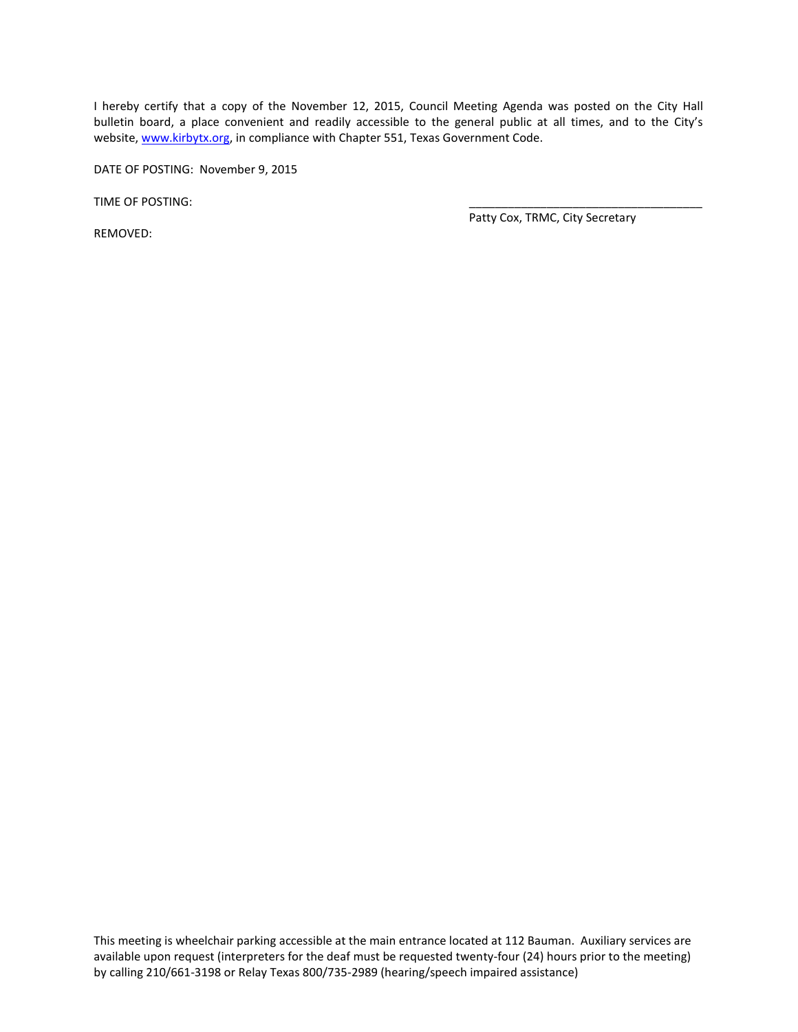I hereby certify that a copy of the November 12, 2015, Council Meeting Agenda was posted on the City Hall bulletin board, a place convenient and readily accessible to the general public at all times, and to the City's website, [www.kirbytx.org](http://www.kirbytx.org), in compliance with Chapter 551, Texas Government Code.

DATE OF POSTING: November 9, 2015

TIME OF POSTING:

\_\_\_\_\_\_\_\_\_\_\_\_\_\_\_\_\_\_\_\_\_\_\_\_\_\_\_\_\_\_\_\_\_\_\_\_

Patty Cox, TRMC, City Secretary

REMOVED:

This meeting is wheelchair parking accessible at the main entrance located at 112 Bauman. Auxiliary services are available upon request (interpreters for the deaf must be requested twenty-four (24) hours prior to the meeting) by calling 210/661-3198 or Relay Texas 800/735-2989 (hearing/speech impaired assistance)